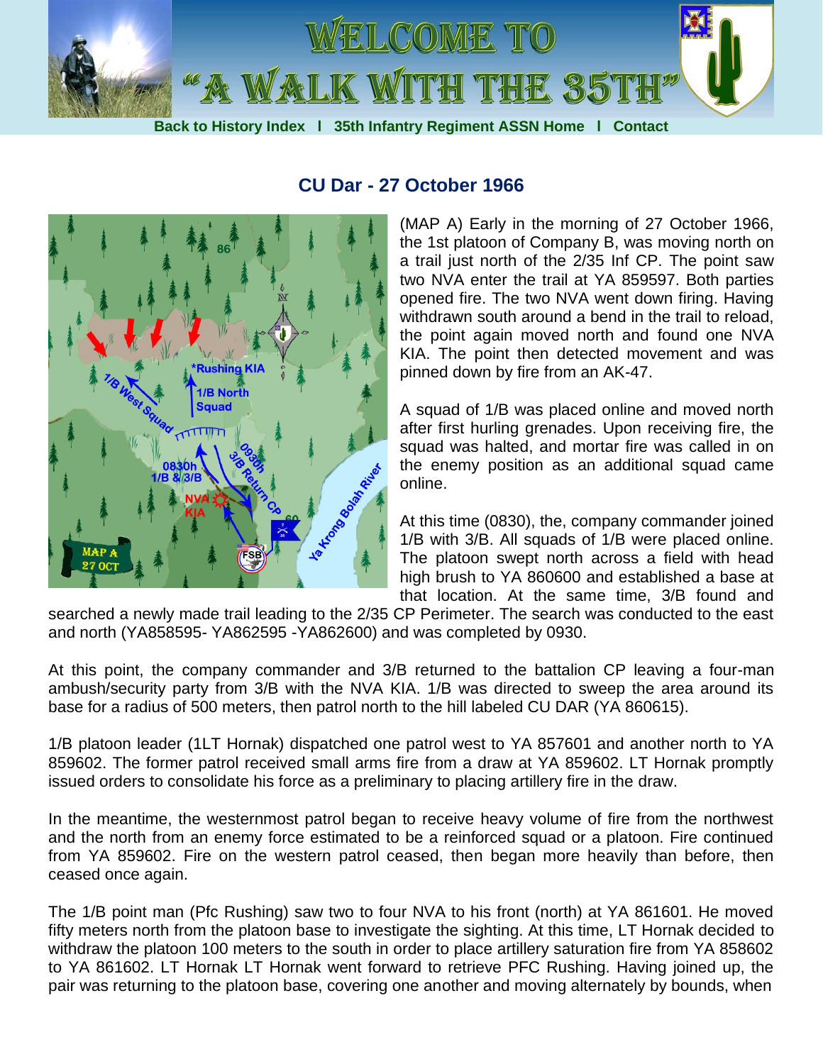# WELCOME TO "A WALK WITH THE 35TH"

Back to History Index | 35th Infantry Regiment ASSN Home | Contact

## CU Dar - 27 October 1966

(MAP A) Early in the morning of 27 October 1966, the 1st platoon of Company B, was moving north on a trail just north of the 2/35 Inf CP. The point saw two NVA enter the trail at YA 859597. Both parties opened fire. The two NVA went down firing. Having withdrawn south around a bend in the trail to reload, the point again moved north and found one NVA KIA. The point then detected movement and was pinned down by fire from an AK-47.

A squad of 1/B was placed online and moved north after first hurling grenades. Upon receiving fire, the squad was halted, and mortar fire was called in on the enemy position as an additional squad came online.

At this time (0830), the company commander joined 1/B with 3/B. All squads of 1/B were placed online. The platoon swept north across a field with head high brush to YA 860600 and established a base at that location. At the same time, 3/B found and searched a newly made trail leading to the 2/35 CP Perimeter. The search was conducted to the east and north (YA858595- YA862595 -YA862600) and was completed by 0930.

At this point, the company commander and 3/B returned to the battalion CP leaving a four-man ambush/security party from 3/B with the NVA KIA. 1/B was directed to sweep the area around its base for a radius of 500 meters, then patrol north to the hill labeled CU DAR (YA 860615).

1/B platoon leader (1LT Hornak) dispatched one patrol west to YA 857601 and another north to YA 859602. The former patrol received small arms fire from a draw at YA 859602. LT Hornak promptly issued orders to consolidate his force as a preliminary to placing artillery fire in the draw.

In the meantime, the westernmost patrol began to receive heavy volume of fire from the northwest and the north from an enemy force estimated to be a reinforced squad or a platoon. Fire continued from YA 859602. Fire on the western patrol ceased, then began more heavily than before, then ceased once again.

The 1/B point man (Pfc Rushing) saw two to four NVA to his front (north) at YA 861601. He moved fifty meters north from the platoon base to investigate the sighting. At this time, LT Hornak decided to withdraw the platoon 100 meters to the south in order to place artillery saturation fire from YA 858602 to YA 861602. LT Hornak LT Hornak went forward to retrieve PFC Rushing. Having joined up, the pair was returning to the platoon base, covering one another and moving alternately by bounds, when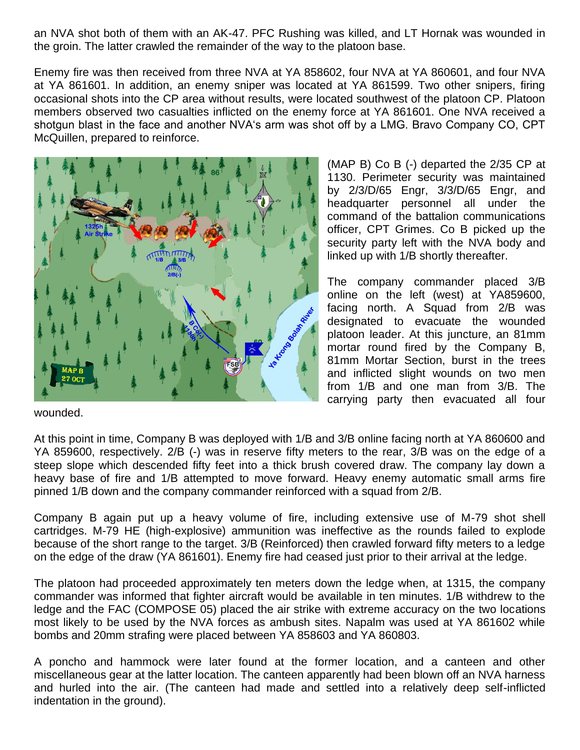an NVA shot both of them with an AK-47. PFC Rushing was killed, and LT Hornak was wounded in the groin. The latter crawled the remainder of the way to the platoon base.

Enemy fire was then received from three NVA at YA 858602, four NVA at YA 860601, and four NVA at YA 861601. In addition, an enemy sniper was located at YA 861599. Two other snipers, firing occasional shots into the CP area without results, were located southwest of the platoon CP. Platoon members observed two casualties inflicted on the enemy force at YA 861601. One NVA received a shotgun blast in the face and another NVA's arm was shot off by a LMG. Bravo Company CO, CPT McQuillen, prepared to reinforce.

(MAP B) Co B (-) departed the 2/35 CP at 1130. Perimeter security was maintained by 2/3/D/65 Engr, 3/3/D/65 Engr, and headquarter personnel all under the command of the battalion communications officer, CPT Grimes. Co B picked up the security party left with the NVA body and linked up with 1/B shortly thereafter.

The company commander placed 3/B online on the left (west) at YA859600, facing north. A Squad from 2/B was designated to evacuate the wounded platoon leader. At this juncture, an 81mm mortar round fired by the Company B, 81mm Mortar Section, burst in the trees and inflicted slight wounds on two men from 1/B and one man from 3/B. The carrying party then evacuated all four wounded.

At this point in time, Company B was deployed with 1/B and 3/B online facing north at YA 860600 and YA 859600, respectively. 2/B (-) was in reserve fifty meters to the rear, 3/B was on the edge of a steep slope which descended fifty feet into a thick brush covered draw. The company lay down a heavy base of fire and 1/B attempted to move forward. Heavy enemy automatic small arms fire pinned 1/B down and the company commander reinforced with a squad from 2/B.

Company B again put up a heavy volume of fire, including extensive use of M-79 shot shell cartridges. M-79 HE (high-explosive) ammunition was ineffective as the rounds failed to explode because of the short range to the target. 3/B (Reinforced) then crawled forward fifty meters to a ledge on the edge of the draw (YA 861601). Enemy fire had ceased just prior to their arrival at the ledge.

The platoon had proceeded approximately ten meters down the ledge when, at 1315, the company commander was informed that fighter aircraft would be available in ten minutes. 1/B withdrew to the ledge and the FAC (COMPOSE 05) placed the air strike with extreme accuracy on the two locations most likely to be used by the NVA forces as ambush sites. Napalm was used at YA 861602 while bombs and 20mm strafing were placed between YA 858603 and YA 860803.

A poncho and hammock were later found at the former location, and a canteen and other miscellaneous gear at the latter location. The canteen apparently had been blown off an NVA harness and hurled into the air. (The canteen had made and settled into a relatively deep self-inflicted indentation in the ground).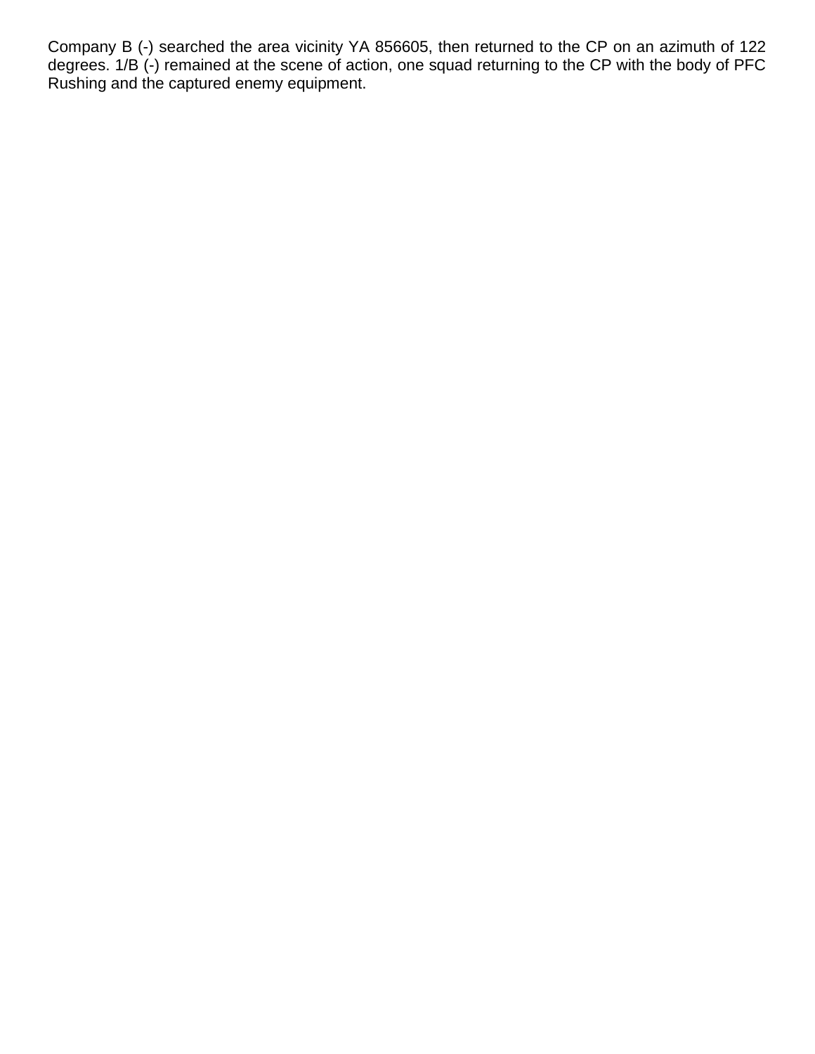Company B (-) searched the area vicinity YA 856605, then returned to the CP on an azimuth of 122 degrees. 1/B (-) remained at the scene of action, one squad returning to the CP with the body of PFC Rushing and the captured enemy equipment.